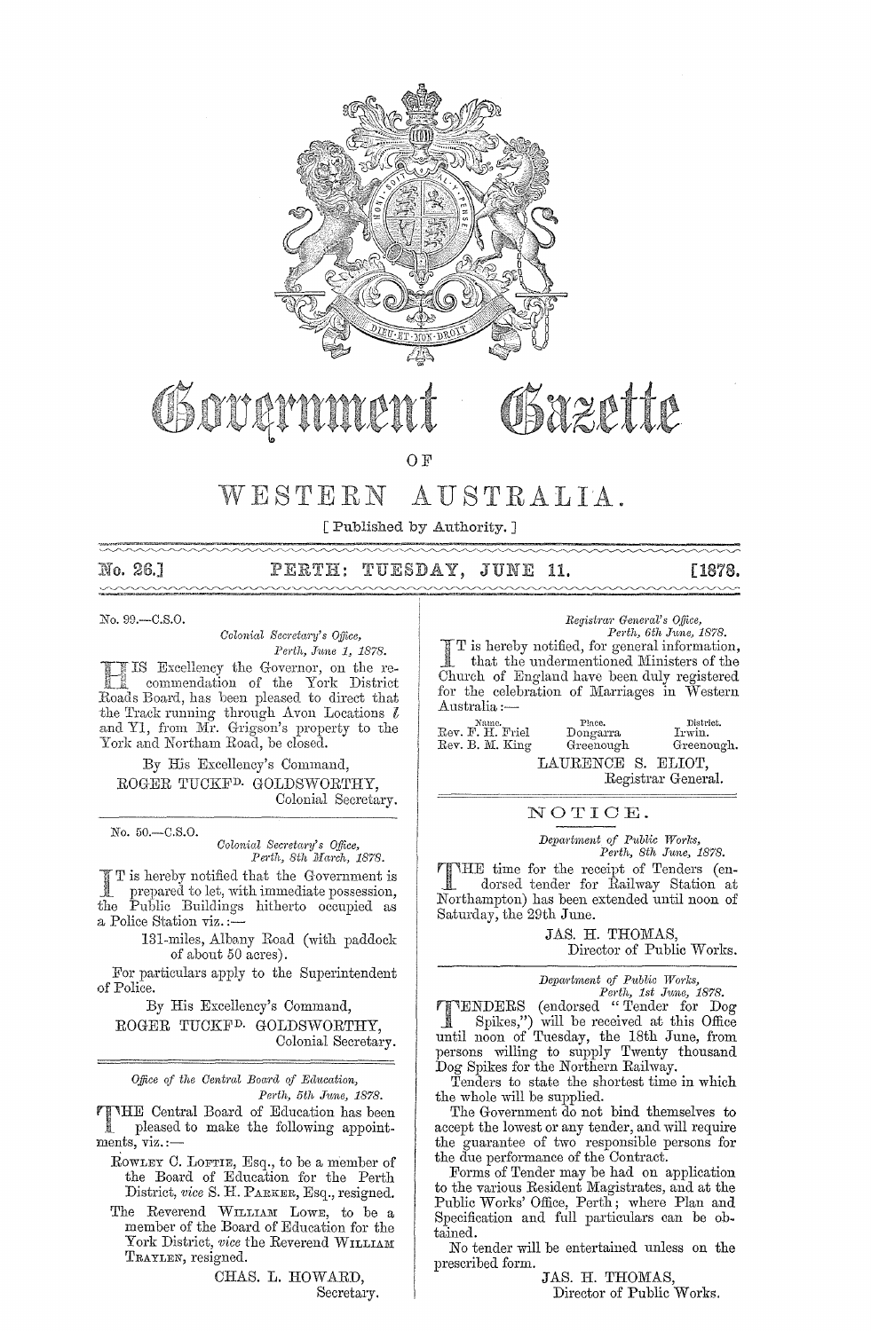# Government Gazette

OF

# WESTERN AUSTRALIA.

[ Published by Authority. ]

**No. 26.] PERTH: TUESDAY, JUNE 11. [1878.**

---

No. 99.—C.S.O.

*Colonial Secretary's Office,*
*Perth, June 1, 1878.*

HIS Excellency the Governor, on the recommendation of the York District Roads Board, has been pleased to direct that the Track running through Avon Locations *l* and Y1, from Mr. Grigson's property to the York and Northam Road, be closed.

By His Excellency's Command,

ROGER TUCKFD. GOLDSWORTHY,
Colonial Secretary.

---

No. 50.—C.S.O.

*Colonial Secretary's Office,*
*Perth, 8th March, 1878.*

IT is hereby notified that the Government is prepared to let, with immediate possession, the Public Buildings hitherto occupied as a Police Station viz.:—

131-miles, Albany Road (with paddock of about 50 acres).

For particulars apply to the Superintendent of Police.

By His Excellency's Command,

ROGER TUCKFD. GOLDSWORTHY,
Colonial Secretary.

---

*Office of the Central Board of Education,*
*Perth, 5th June, 1878.*

THE Central Board of Education has been pleased to make the following appointments, viz.:—

ROWLEY C. LOFTIE, Esq., to be a member of the Board of Education for the Perth District, *vice* S. H. PARKER, Esq., resigned.

The Reverend WILLIAM LOWE, to be a member of the Board of Education for the York District, *vice* the Reverend WILLIAM TRAYLEN, resigned.

CHAS. L. HOWARD,
Secretary.

---

*Registrar General's Office,*
*Perth, 6th June, 1878.*

IT is hereby notified, for general information, that the undermentioned Ministers of the Church of England have been duly registered for the celebration of Marriages in Western Australia:—

| Name. | Place. | District. |
| --- | --- | --- |
| Rev. F. H. Friel | Dongarra | Irwin. |
| Rev. B. M. King | Greenough | Greenough. |

LAURENCE S. ELIOT,
Registrar General.

---

## NOTICE.

*Department of Public Works,*
*Perth, 8th June, 1878.*

THE time for the receipt of Tenders (endorsed tender for Railway Station at Northampton) has been extended until noon of Saturday, the 29th June.

JAS. H. THOMAS,
Director of Public Works.

---

*Department of Public Works,*
*Perth, 1st June, 1878.*

TENDERS (endorsed "Tender for Dog Spikes,") will be received at this Office until noon of Tuesday, the 18th June, from persons willing to supply Twenty thousand Dog Spikes for the Northern Railway.

Tenders to state the shortest time in which the whole will be supplied.

The Government do not bind themselves to accept the lowest or any tender, and will require the guarantee of two responsible persons for the due performance of the Contract.

Forms of Tender may be had on application to the various Resident Magistrates, and at the Public Works' Office, Perth; where Plan and Specification and full particulars can be obtained.

No tender will be entertained unless on the prescribed form.

JAS. H. THOMAS,
Director of Public Works.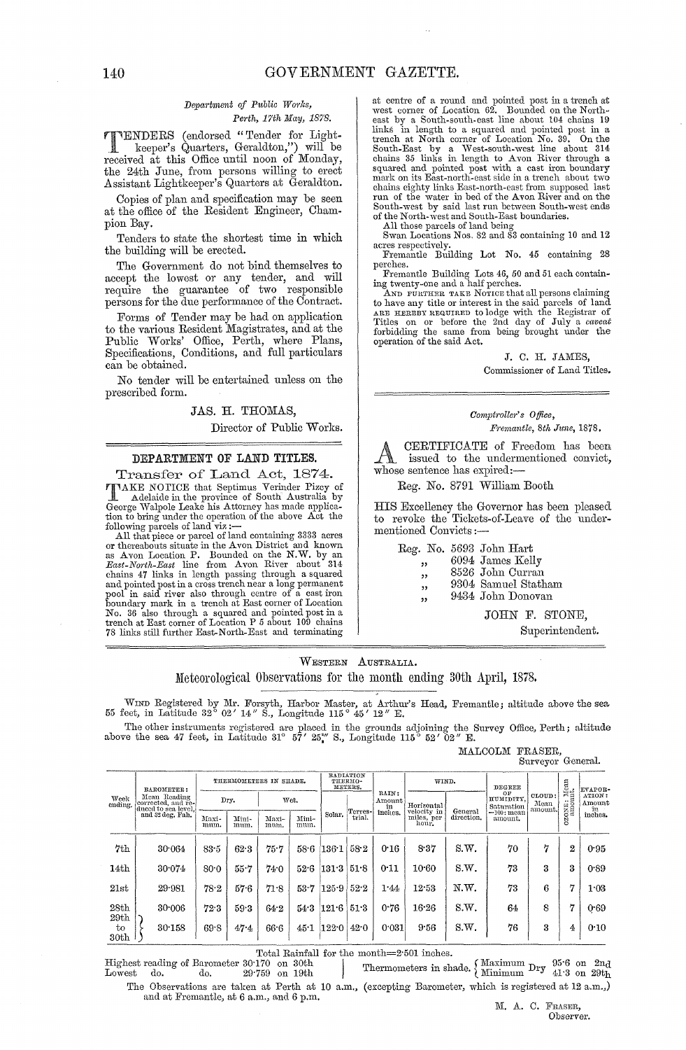*Department of Public Works,*
*Perth, 17th May, 1878.*

TENDERS (endorsed "Tender for Lightkeeper's Quarters, Geraldton,") will be received at this Office until noon of Monday, the 24th June, from persons willing to erect Assistant Lightkeeper's Quarters at Geraldton.

Copies of plan and specification may be seen at the office of the Resident Engineer, Champion Bay.

Tenders to state the shortest time in which the building will be erected.

The Government do not bind themselves to accept the lowest or any tender, and will require the guarantee of two responsible persons for the due performance of the Contract.

Forms of Tender may be had on application to the various Resident Magistrates, and at the Public Works' Office, Perth, where Plans, Specifications, Conditions, and full particulars can be obtained.

No tender will be entertained unless on the prescribed form.

JAS. H. THOMAS,
Director of Public Works.

---

## DEPARTMENT OF LAND TITLES.

### Transfer of Land Act, 1874.

TAKE NOTICE that Septimus Verinder Pizey of Adelaide in the province of South Australia by George Walpole Leake his Attorney has made application to bring under the operation of the above Act the following parcels of land viz:—

All that piece or parcel of land containing 3333 acres or thereabouts situate in the Avon District and known as Avon Location P. Bounded on the N.W. by an *East-North-East* line from Avon River about 314 chains 47 links in length passing through a squared and pointed post in a cross trench near a long permanent pool in said river also through centre of a cast iron boundary mark in a trench at East corner of Location No. 36 also through a squared and pointed post in a trench at East corner of Location P 5 about 109 chains 78 links still further East-North-East and terminating at centre of a round and pointed post in a trench at west corner of Location 62. Bounded on the North-east by a South-south-east line about 104 chains 19 links in length to a squared and pointed post in a trench at North corner of Location No. 39. On the South-East by a West-south-west line about 314 chains 35 links in length to Avon River through a squared and pointed post with a cast iron boundary mark on its East-north-east side in a trench about two chains eighty links East-north-east from supposed last run of the water in bed of the Avon River and on the South-west by said last run between South-west ends of the North-west and South-East boundaries.

All those parcels of land being

Swan Locations Nos. 82 and 83 containing 10 and 12 acres respectively.

Fremantle Building Lot No. 45 containing 28 perches.

Fremantle Building Lots 46, 50 and 51 each containing twenty-one and a half perches.

AND FURTHER TAKE NOTICE that all persons claiming to have any title or interest in the said parcels of land ARE HEREBY REQUIRED to lodge with the Registrar of Titles on or before the 2nd day of July a *caveat* forbidding the same from being brought under the operation of the said Act.

J. C. H. JAMES,
Commissioner of Land Titles.

---

*Comptroller's Office,*
*Fremantle, 8th June, 1878.*

A CERTIFICATE of Freedom has been issued to the undermentioned convict, whose sentence has expired:—

Reg. No. 8791 William Booth

HIS Excellency the Governor has been pleased to revoke the Tickets-of-Leave of the undermentioned Convicts:—

Reg. No. 5693 John Hart
" 6094 James Kelly
" 8526 John Curran
" 9304 Samuel Statham
" 9434 John Donovan

JOHN F. STONE,
Superintendent.

---

WESTERN AUSTRALIA.

## Meteorological Observations for the month ending 30th April, 1878.

WIND Registered by Mr. Forsyth, Harbor Master, at Arthur's Head, Fremantle; altitude above the sea 55 feet, in Latitude 32° 02′ 14″ S., Longitude 115° 45′ 12″ E.

The other instruments registered are placed in the grounds adjoining the Survey Office, Perth; altitude above the sea 47 feet, in Latitude 31° 57′ 25″ S., Longitude 115° 52′ 02″ E.

MALCOLM FRASER,
Surveyor General.

| Week ending. | BAROMETER: Mean Reading corrected, and reduced to sea level, and 32 deg. Fah. | THERMOMETERS IN SHADE. Dry. Maximum. | Dry. Minimum. | Wet. Maximum. | Wet. Minimum. | RADIATION THERMOMETERS. Solar. | Terrestrial. | RAIN: Amount in inches. | WIND. Horizontal velocity in miles, per hour. | General direction. | DEGREE OF HUMIDITY, Saturation =100: mean amount. | CLOUD: Mean amount. | OZONE: Mean amount. | EVAPORATION: Amount in inches. |
|---|---|---|---|---|---|---|---|---|---|---|---|---|---|---|
| 7th | 30·064 | 83·5 | 62·3 | 75·7 | 58·6 | 136·1 | 58·2 | 0·16 | 8·37 | S.W. | 70 | 7 | 2 | 0·95 |
| 14th | 30·074 | 80·0 | 55·7 | 74·0 | 52·6 | 131·3 | 51·8 | 0·11 | 10·60 | S.W. | 73 | 3 | 3 | 0·89 |
| 21st | 29·981 | 78·2 | 57·6 | 71·8 | 53·7 | 125·9 | 52·2 | 1·44 | 12·53 | N.W. | 73 | 6 | 7 | 1·03 |
| 28th | 30·006 | 72·3 | 59·3 | 64·2 | 54·3 | 121·6 | 51·3 | 0·76 | 16·26 | S.W. | 64 | 8 | 7 | 0·69 |
| 29th to 30th | 30·158 | 69·8 | 47·4 | 66·6 | 45·1 | 122·0 | 42·0 | 0·031 | 9·56 | S.W. | 76 | 3 | 4 | 0·10 |

Total Rainfall for the month=2·501 inches.

Highest reading of Barometer 30·170 on 30th
Lowest do. do. 29·759 on 19th

Thermometers in shade. Maximum Dry 95·6 on 2nd; Minimum Dry 41·3 on 29th

The Observations are taken at Perth at 10 a.m., (excepting Barometer, which is registered at 12 a.m.,) and at Fremantle, at 6 a.m., and 6 p.m.

M. A. C. FRASER,
Observer.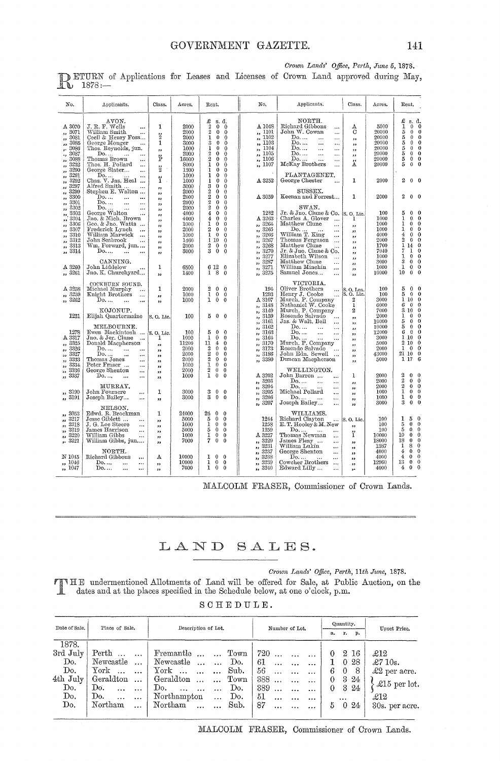*Crown Lands' Office, Perth, June 5, 1878.*

RETURN of Applications for Leases and Licenses of Crown Land approved during May, 1878:—

| No. | Applicants. | Class. | Acres. | Rent. |
|---|---|---|---|---|
| | AVON. | | | £ s. d. |
| A 3070 | J. R. F. Wells ... | 1 | 2000 | 2 0 0 |
| ,, 3071 | William Smith ... | ,, | 2000 | 2 0 0 |
| ,, 3081 | Cecil & Henry Foss... | 2 | 2000 | 1 0 0 |
| ,, 3085 | George Monger ... | 1 | 3000 | 3 0 0 |
| ,, 3086 | Thos. Reynolds, jun. | ,, | 1000 | 1 0 0 |
| ,, 3087 | Do.... ... ... | ,, | 2000 | 2 0 0 |
| ,, 3088 | Thomas Brown ... | P | 16000 | 2 0 0 |
| ,, 3232 | Thos. H. Pollard ... | ,, | 8000 | 1 0 0 |
| ,, 3290 | George Slater... ... | 2 | 1300 | 1 0 0 |
| ,, 3291 | Do.... ... ... | ,, | 1000 | 1 0 0 |
| ,, 3292 | Chas. V. Jas. Heal ... | 1 | 1000 | 1 0 0 |
| ,, 3297 | Alfred Smith ... ... | ,, | 3000 | 3 0 0 |
| ,, 3299 | Stephen E. Walton ... | ,, | 2000 | 2 0 0 |
| ,, 3300 | Do.... ... ... | ,, | 2000 | 2 0 0 |
| ,, 3301 | Do.... ... ... | ,, | 2000 | 2 0 0 |
| ,, 3302 | Do.... ... ... | ,, | 2000 | 2 0 0 |
| ,, 3303 | George Walton ... | ,, | 4000 | 4 0 0 |
| ,, 3304 | Jno. & Mich. Brown | ,, | 4000 | 4 0 0 |
| ,, 3306 | Geo. & Jno. Watts ... | ,, | 1000 | 1 0 0 |
| ,, 3307 | Frederick Lynch ... | ,, | 2000 | 2 0 0 |
| ,, 3310 | William Marwick ... | ,, | 1000 | 1 0 0 |
| ,, 3312 | John Seabrook ... | ,, | 1460 | 1 10 0 |
| ,, 3313 | Wm. Forward, jun.... | ,, | 2000 | 2 0 0 |
| ,, 3314 | Do.... ... ... | ,, | 3000 | 3 0 0 |
| | CANNING. | | | |
| A 3260 | John Liddelow ... | 1 | 6500 | 6 12 0 |
| ,, 3261 | Jno. K. Churchyard... | ,, | 1400 | 1 8 0 |
| | COCKBURN SOUND. | | | |
| A 3258 | Michael Murphy ... | 1 | 2000 | 2 0 0 |
| ,, 3259 | Knight Brothers ... | ,, | 1000 | 1 0 0 |
| ,, 3262 | Do.... ... ... | ,, | 1000 | 1 0 0 |
| | KOJONUP. | | | |
| 1231 | Elijah Quartermaine | S. O. Lic. | 100 | 5 0 0 |
| | MELBOURNE. | | | |
| 1278 | Ewen Mackintosh ... | S. O. Lic. | 100 | 5 0 0 |
| A 3317 | Jno. & Jer. Clune ... | 1 | 1000 | 1 0 0 |
| ,, 3325 | Donald Macpherson | ,, | 11200 | 11 4 0 |
| ,, 3326 | Do.... ... ... | ,, | 2000 | 2 0 0 |
| ,, 3327 | Do.... ... ... | ,, | 2000 | 2 0 0 |
| ,, 3333 | Thomas Jones ... | ,, | 2000 | 2 0 0 |
| ,, 3334 | Peter Fraser ... ... | ,, | 1000 | 1 0 0 |
| ,, 3336 | George Shenton ... | ,, | 2000 | 2 0 0 |
| ,, 3337 | Do.... ... ... | ,, | 1000 | 1 0 0 |
| | MURRAY. | | | |
| ,, 3190 | John Fouracre ... | 1 | 3000 | 3 0 0 |
| ,, 3191 | Joseph Bailey... ... | ,, | 3000 | 3 0 0 |
| | NELSON. | | | |
| ,, 3053 | Edwd. R. Brockman | 1 | 24000 | 24 0 0 |
| ,, 3217 | Jesse Giblett ... ... | ,, | 5000 | 5 0 0 |
| ,, 3218 | J. G. Lee Steere ... | ,, | 1000 | 1 0 0 |
| ,, 3219 | James Harrison ... | ,, | 5000 | 5 0 0 |
| ,, 3220 | William Gibbs ... | ,, | 1000 | 1 0 0 |
| ,, 3221 | William Gibbs, jun.... | ,, | 7000 | 7 0 0 |
| | NORTH. | | | |
| N 1045 | Richard Gibbons ... | A | 10000 | 1 0 0 |
| ,, 1046 | Do.... ... ... | ,, | 10000 | 1 0 0 |
| ,, 1047 | Do.... ... ... | ,, | 7000 | 1 0 0 |
| | NORTH. | | | |
| A 1048 | Richard Gibbons ... | A | 5000 | 1 0 0 |
| ,, 1101 | John W. Cowan ... | C | 20000 | 5 0 0 |
| ,, 1102 | Do.... ... ... | ,, | 20000 | 5 0 0 |
| ,, 1103 | Do.... ... ... | ,, | 20000 | 5 0 0 |
| ,, 1104 | Do.... ... ... | ,, | 20000 | 5 0 0 |
| ,, 1105 | Do.... ... ... | ,, | 20000 | 5 0 0 |
| ,, 1106 | Do.... ... ... | ,, | 20000 | 5 0 0 |
| ,, 1107 | McKay Brothers ... | A | 20000 | 5 0 0 |
| | PLANTAGENET. | | | |
| A 3252 | George Chester ... | 1 | 2000 | 2 0 0 |
| | SUSSEX. | | | |
| A 3059 | Keenan and Forrest... | 1 | 2000 | 2 0 0 |
| | SWAN. | | | |
| 1282 | Jr. & Jno. Clune & Co. | S. O. Lic. | 100 | 5 0 0 |
| A 3263 | Charles A. Glover ... | 1 | 1000 | 1 0 0 |
| ,, 3264 | Matthew Clune ... | ,, | 1000 | 1 0 0 |
| ,, 3265 | Do.... ... ... | ,, | 1000 | 1 0 0 |
| ,, 3266 | William T. King ... | ,, | 4000 | 4 0 0 |
| ,, 3267 | Thomas Ferguson ... | ,, | 2000 | 2 0 0 |
| ,, 3268 | Matthew Clune ... | ,, | 1700 | 1 14 0 |
| ,, 3270 | Jr. & Jno. Clune & Co. | ,, | 7040 | 7 1 0 |
| ,, 3277 | Elizabeth Wilson ... | ,, | 1000 | 1 0 0 |
| ,, 3287 | Matthew Clune ... | ,, | 3000 | 3 0 0 |
| ,, 3271 | William Minchin ... | ,, | 1000 | 1 0 0 |
| ,, 3275 | Samuel Jones... ... | ,, | 10000 | 10 0 0 |
| | VICTORIA. | | | |
| 194 | Oliver Brothers ... | S. O. Lea. | 100 | 5 0 0 |
| 1203 | Henry J. Cooke ... | S. O. Lic. | 100 | 5 0 0 |
| A 3107 | Murch. P. Company | 2 | 3000 | 1 10 0 |
| ,, 3148 | Nathaniel W. Cooke | 1 | 6000 | 6 0 0 |
| ,, 3149 | Murch. P. Company | 2 | 7000 | 3 10 0 |
| ,, 3159 | Rosendo Salvado ... | ,, | 2000 | 1 0 0 |
| ,, 3161 | Jas. & Walt. Bell ... | ,, | 10000 | 5 0 0 |
| ,, 3162 | Do.... ... ... | ,, | 10000 | 5 0 0 |
| ,, 3163 | Do.... ... ... | ,, | 12000 | 6 0 0 |
| ,, 3164 | Do.... ... ... | ,, | 3000 | 1 10 0 |
| ,, 3170 | Murch. P. Company | ,, | 5000 | 2 10 0 |
| ,, 3173 | Rosendo Salvado ... | ,, | 2000 | 1 0 0 |
| ,, 3186 | John Edn. Sewell ... | ,, | 43000 | 21 10 0 |
| ,, 3380 | Duncan Macpherson | ,, | 5000 | 1 17 6 |
| | WELLINGTON. | | | |
| A 3202 | John Barron ... ... | 1 | 2000 | 2 0 0 |
| ,, 3203 | Do.... ... ... | ,, | 2000 | 2 0 0 |
| ,, 3204 | Do.... ... ... | ,, | 2000 | 2 0 0 |
| ,, 3205 | Michael Pollard ... | ,, | 1000 | 1 0 0 |
| ,, 3206 | Do.... ... ... | ,, | 1000 | 1 0 0 |
| ,, 3207 | Joseph Bailey... ... | ,, | 3000 | 3 0 0 |
| | WILLIAMS. | | | |
| 1244 | Richard Clayton ... | S. O. Lic. | 100 | 1 5 0 |
| 1258 | E. T. Hooley & M. New | ,, | 100 | 5 0 0 |
| 1259 | Do.... ... ... | ,, | 100 | 5 0 0 |
| A 3227 | Thomas Newman ... | 1 | 10000 | 10 0 0 |
| ,, 3229 | James Fleay ... ... | ,, | 18000 | 18 0 0 |
| ,, 3231 | William Lukin ... | ,, | 1387 | 1 8 0 |
| ,, 3237 | George Shenton ... | ,, | 4000 | 4 0 0 |
| ,, 3238 | Do.... ... ... | ,, | 4000 | 4 0 0 |
| ,, 3239 | Cowcher Brothers ... | ,, | 12960 | 13 0 0 |
| ,, 3240 | Edward Lilly ... ... | ,, | 4000 | 4 0 0 |

MALCOLM FRASER, Commissioner of Crown Lands.

# LAND SALES.

*Crown Lands' Office, Perth, 11th June, 1878.*

THE undermentioned Allotments of Land will be offered for Sale, at Public Auction, on the dates and at the places specified in the Schedule below, at one o'clock, p.m.

## SCHEDULE.

| Date of Sale. | Place of Sale. | Description of Lot. | Number of Lot. | Quantity. a. r. p. | Upset Price. |
|---|---|---|---|---|---|
| 1878. | | | | | |
| 3rd July | Perth ... ... | Fremantle ... ... Town | 720 ... ... ... | 0 2 16 | £12 |
| Do. | Newcastle ... | Newcastle ... ... Do. | 61 ... ... ... | 1 0 28 | £7 10s. |
| Do. | York ... ... | York ... ... ... Sub. | 56 ... ... ... | 6 0 8 | £2 per acre. |
| 4th July | Geraldton ... | Geraldton ... ... Town | 388 ... ... ... | 0 3 24 | £15 per lot. |
| Do. | Do. ... ... | Do. ... ... ... Do. | 389 ... ... ... | 0 3 24 | £15 per lot. |
| Do. | Do. ... ... | Northampton ... Do. | 51 ... ... ... | ... | £12 |
| Do. | Northam ... | Northam ... ... Sub. | 87 ... ... ... | 5 0 24 | 30s. per acre. |

MALCOLM FRASER, Commissioner of Crown Lands.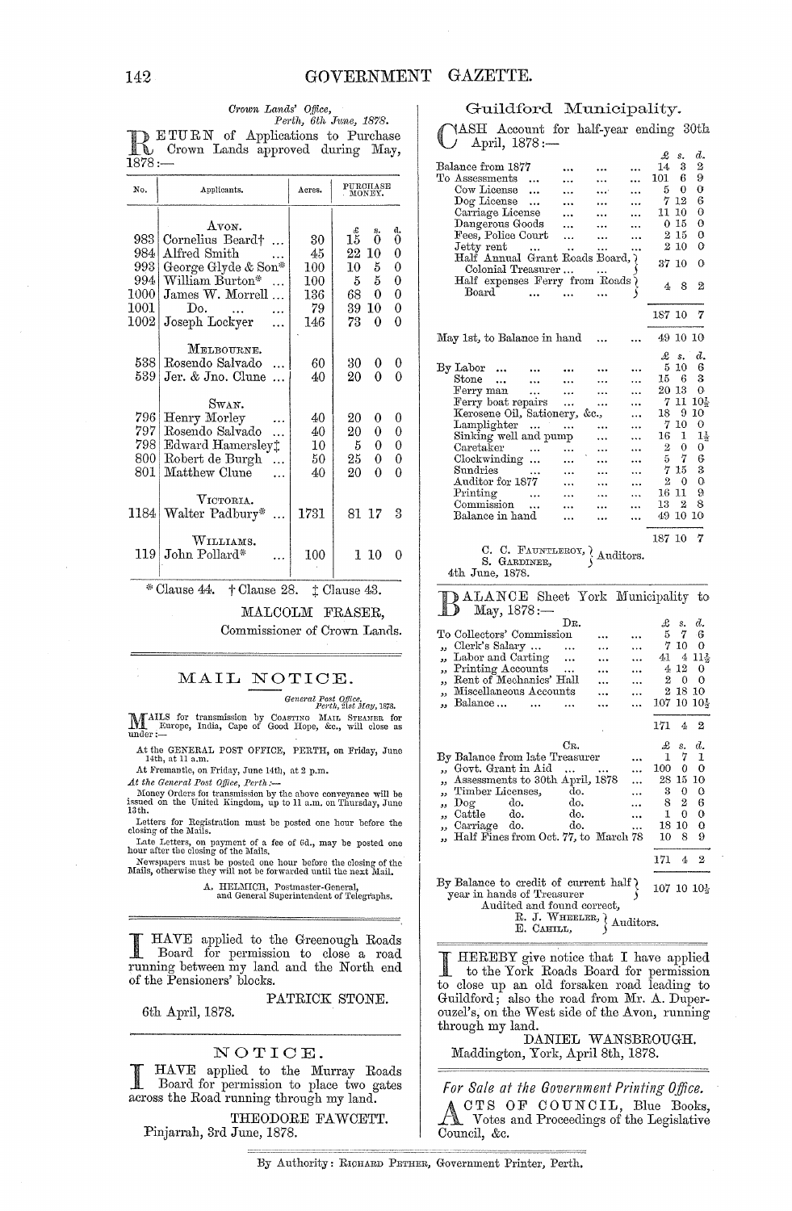*Crown Lands' Office,*
*Perth, 6th June, 1878.*

RETURN of Applications to Purchase Crown Lands approved during May, 1878:—

| No. | Applicants. | Acres. | Purchase Money. £ | s. | d. |
|---|---|---|---|---|---|
| | AVON. | | | | |
| 983 | Cornelius Beard† ... | 30 | 15 | 0 | 0 |
| 984 | Alfred Smith ... | 45 | 22 | 10 | 0 |
| 993 | George Glyde & Son* | 100 | 10 | 5 | 0 |
| 994 | William Burton* ... | 100 | 5 | 5 | 0 |
| 1000 | James W. Morrell ... | 136 | 68 | 0 | 0 |
| 1001 | Do. ... ... | 79 | 39 | 10 | 0 |
| 1002 | Joseph Lockyer ... | 146 | 73 | 0 | 0 |
| | MELBOURNE. | | | | |
| 538 | Rosendo Salvado ... | 60 | 30 | 0 | 0 |
| 539 | Jer. & Jno. Clune ... | 40 | 20 | 0 | 0 |
| | SWAN. | | | | |
| 796 | Henry Morley ... | 40 | 20 | 0 | 0 |
| 797 | Rosendo Salvado ... | 40 | 20 | 0 | 0 |
| 798 | Edward Hamersley‡ | 10 | 5 | 0 | 0 |
| 800 | Robert de Burgh ... | 50 | 25 | 0 | 0 |
| 801 | Matthew Clune ... | 40 | 20 | 0 | 0 |
| | VICTORIA. | | | | |
| 1184 | Walter Padbury* ... | 1731 | 81 | 17 | 3 |
| | WILLIAMS. | | | | |
| 119 | John Pollard* ... | 100 | 1 | 10 | 0 |

\* Clause 44. † Clause 28. ‡ Clause 43.

MALCOLM FRASER,
Commissioner of Crown Lands.

---

## MAIL NOTICE.

*General Post Office,*
*Perth, 21st May, 1878.*

MAILS for transmission by COASTING MAIL STEAMER for Europe, India, Cape of Good Hope, &c., will close as under:—

At the GENERAL POST OFFICE, PERTH, on Friday, June 14th, at 11 a.m.

At Fremantle, on Friday, June 14th, at 2 p.m.

*At the General Post Office, Perth:—*

Money Orders for transmission by the above conveyance will be issued on the United Kingdom, up to 11 a.m. on Thursday, June 13th.

Letters for Registration must be posted one hour before the closing of the Mails.

Late Letters, on payment of a fee of 6d., may be posted one hour after the closing of the Mails.

Newspapers must be posted one hour before the closing of the Mails, otherwise they will not be forwarded until the next Mail.

A. HELMICH, Postmaster-General,
and General Superintendent of Telegraphs.

---

I HAVE applied to the Greenough Roads Board for permission to close a road running between my land and the North end of the Pensioners' blocks.

PATRICK STONE.

6th April, 1878.

---

## NOTICE.

I HAVE applied to the Murray Roads Board for permission to place two gates across the Road running through my land.

THEODORE FAWCETT.

Pinjarrah, 3rd June, 1878.

---

## Guildford Municipality.

CASH Account for half-year ending 30th April, 1878:—

| | £ | s. | d. |
|---|---|---|---|
| Balance from 1877 ... ... ... | 14 | 3 | 2 |
| To Assessments ... ... ... | 101 | 6 | 9 |
| Cow License ... ... ... | 5 | 0 | 0 |
| Dog License ... ... ... | 7 | 12 | 6 |
| Carriage License ... ... ... | 11 | 10 | 0 |
| Dangerous Goods ... ... ... | 0 | 15 | 0 |
| Fees, Police Court ... ... ... | 2 | 15 | 0 |
| Jetty rent ... ... ... | 2 | 10 | 0 |
| Half Annual Grant Roads Board, Colonial Treasurer ... ... | 37 | 10 | 0 |
| Half expenses Ferry from Roads Board ... ... ... | 4 | 8 | 2 |
| | 187 | 10 | 7 |
| May 1st, to Balance in hand ... ... | 49 | 10 | 10 |

| | £ | s. | d. |
|---|---|---|---|
| By Labor ... ... ... ... | 5 | 10 | 6 |
| Stone ... ... ... ... | 15 | 6 | 3 |
| Ferry man ... ... ... ... | 20 | 13 | 0 |
| Ferry boat repairs ... ... ... | 7 | 11 | 10½ |
| Kerosene Oil, Stationery, &c., ... | 18 | 9 | 10 |
| Lamplighter ... ... ... ... | 7 | 10 | 0 |
| Sinking well and pump ... ... | 16 | 1 | 1½ |
| Caretaker ... ... ... ... | 2 | 0 | 0 |
| Clockwinding ... ... ... ... | 5 | 7 | 6 |
| Sundries ... ... ... ... | 7 | 15 | 3 |
| Auditor for 1877 ... ... ... | 2 | 0 | 0 |
| Printing ... ... ... ... | 16 | 11 | 9 |
| Commission ... ... ... ... | 13 | 2 | 8 |
| Balance in hand ... ... ... | 49 | 10 | 10 |
| | 187 | 10 | 7 |

C. C. FAUNTLEROY, S. GARDINER, } Auditors.

4th June, 1878.

---

BALANCE Sheet York Municipality to May, 1878:—

| DR. | £ | s. | d. |
|---|---|---|---|
| To Collectors' Commission ... ... | 5 | 7 | 6 |
| „ Clerk's Salary ... ... ... | 7 | 10 | 0 |
| „ Labor and Carting ... ... | 41 | 4 | 11½ |
| „ Printing Accounts ... ... | 4 | 12 | 0 |
| „ Rent of Mechanics' Hall ... ... | 2 | 0 | 0 |
| „ Miscellaneous Accounts ... ... | 2 | 18 | 10 |
| „ Balance... ... ... ... | 107 | 10 | 10½ |
| | 171 | 4 | 2 |

| CR. | £ | s. | d. |
|---|---|---|---|
| By Balance from late Treasurer ... | 1 | 7 | 1 |
| „ Govt. Grant in Aid ... ... ... | 100 | 0 | 0 |
| „ Assessments to 30th April, 1878 ... | 28 | 15 | 10 |
| „ Timber Licenses, do. ... | 3 | 0 | 0 |
| „ Dog do. do. ... | 8 | 2 | 6 |
| „ Cattle do. do. ... | 1 | 0 | 0 |
| „ Carriage do. do. ... | 18 | 10 | 0 |
| „ Half Fines from Oct. 77, to March 78 | 10 | 8 | 9 |
| | 171 | 4 | 2 |

By Balance to credit of current half year in hands of Treasurer } 107 10 10½

Audited and found correct,
R. J. WHEELER, E. CAHILL, } Auditors.

---

I HEREBY give notice that I have applied to the York Roads Board for permission to close up an old forsaken road leading to Guildford; also the road from Mr. A. Duperouzel's, on the West side of the Avon, running through my land.

DANIEL WANSBROUGH.

Maddington, York, April 8th, 1878.

---

*For Sale at the Government Printing Office.*

ACTS OF COUNCIL, Blue Books, Votes and Proceedings of the Legislative Council, &c.

---

By Authority: RICHARD PETHER, Government Printer, Perth.